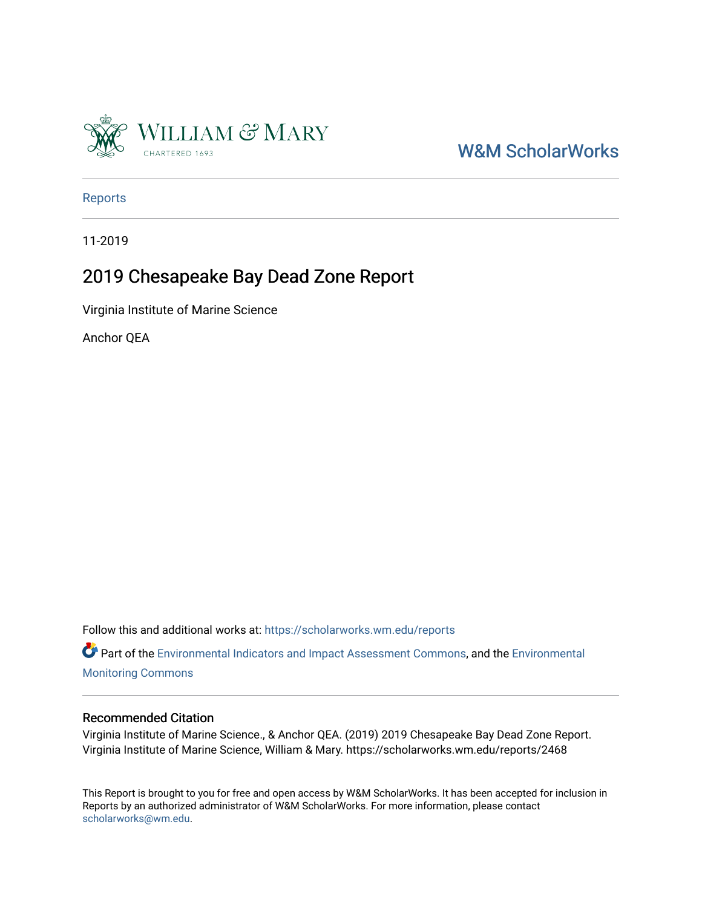William & Mary
CHARTERED 1693

W&M ScholarWorks

Reports

11-2019

# 2019 Chesapeake Bay Dead Zone Report

Virginia Institute of Marine Science

Anchor QEA

Follow this and additional works at: https://scholarworks.wm.edu/reports

Part of the Environmental Indicators and Impact Assessment Commons, and the Environmental Monitoring Commons

## Recommended Citation

Virginia Institute of Marine Science., & Anchor QEA. (2019) 2019 Chesapeake Bay Dead Zone Report. Virginia Institute of Marine Science, William & Mary. https://scholarworks.wm.edu/reports/2468

This Report is brought to you for free and open access by W&M ScholarWorks. It has been accepted for inclusion in Reports by an authorized administrator of W&M ScholarWorks. For more information, please contact scholarworks@wm.edu.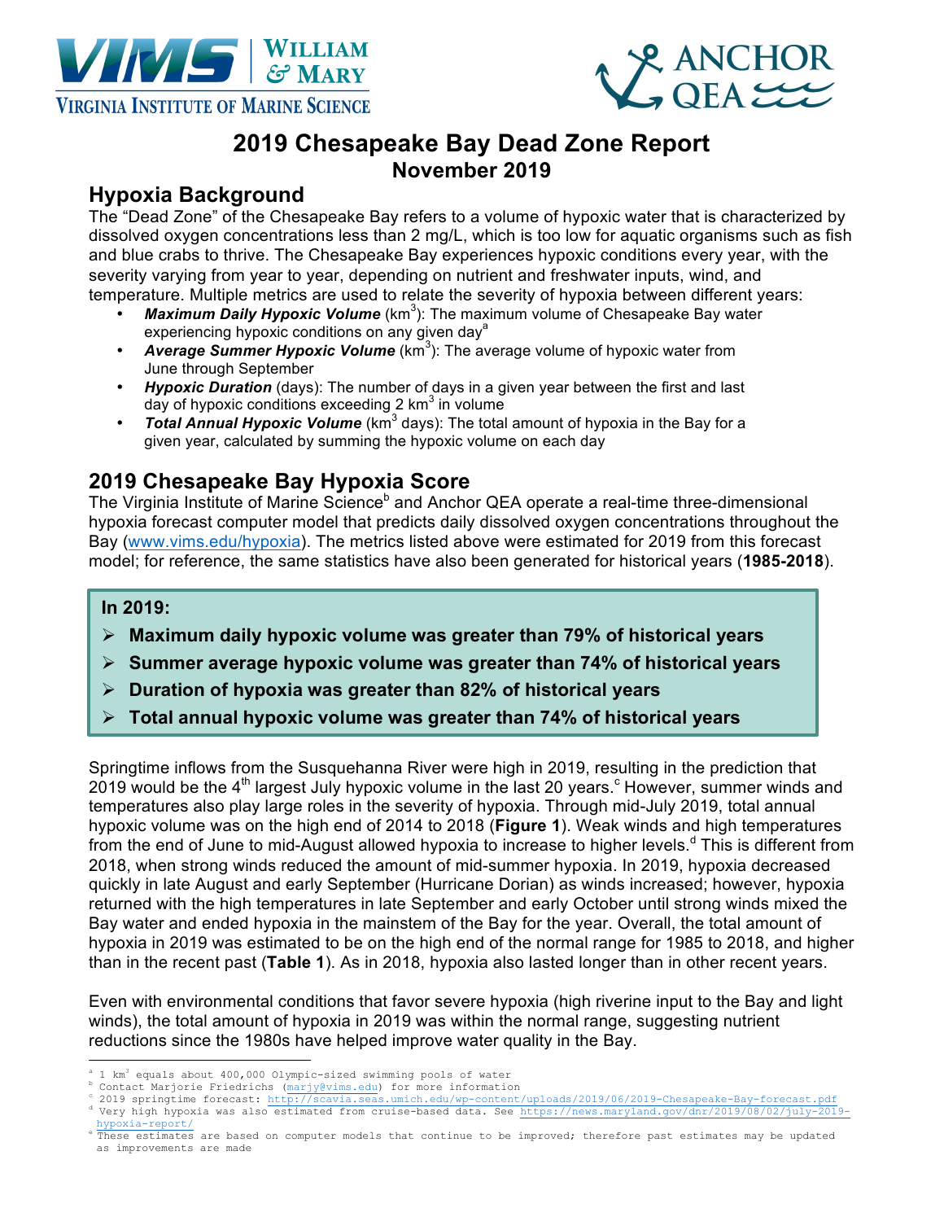# 2019 Chesapeake Bay Dead Zone Report

## November 2019

## Hypoxia Background

The "Dead Zone" of the Chesapeake Bay refers to a volume of hypoxic water that is characterized by dissolved oxygen concentrations less than 2 mg/L, which is too low for aquatic organisms such as fish and blue crabs to thrive. The Chesapeake Bay experiences hypoxic conditions every year, with the severity varying from year to year, depending on nutrient and freshwater inputs, wind, and temperature. Multiple metrics are used to relate the severity of hypoxia between different years:

- ***Maximum Daily Hypoxic Volume*** ($km^3$): The maximum volume of Chesapeake Bay water experiencing hypoxic conditions on any given day[a]
- ***Average Summer Hypoxic Volume*** ($km^3$): The average volume of hypoxic water from June through September
- ***Hypoxic Duration*** (days): The number of days in a given year between the first and last day of hypoxic conditions exceeding 2 $km^3$ in volume
- ***Total Annual Hypoxic Volume*** ($km^3$ days): The total amount of hypoxia in the Bay for a given year, calculated by summing the hypoxic volume on each day

## 2019 Chesapeake Bay Hypoxia Score

The Virginia Institute of Marine Science[b] and Anchor QEA operate a real-time three-dimensional hypoxia forecast computer model that predicts daily dissolved oxygen concentrations throughout the Bay (www.vims.edu/hypoxia). The metrics listed above were estimated for 2019 from this forecast model; for reference, the same statistics have also been generated for historical years (**1985-2018**).

**In 2019:**

- **Maximum daily hypoxic volume was greater than 79% of historical years**
- **Summer average hypoxic volume was greater than 74% of historical years**
- **Duration of hypoxia was greater than 82% of historical years**
- **Total annual hypoxic volume was greater than 74% of historical years**

Springtime inflows from the Susquehanna River were high in 2019, resulting in the prediction that 2019 would be the 4th largest July hypoxic volume in the last 20 years.[c] However, summer winds and temperatures also play large roles in the severity of hypoxia. Through mid-July 2019, total annual hypoxic volume was on the high end of 2014 to 2018 (**Figure 1**). Weak winds and high temperatures from the end of June to mid-August allowed hypoxia to increase to higher levels.[d] This is different from 2018, when strong winds reduced the amount of mid-summer hypoxia. In 2019, hypoxia decreased quickly in late August and early September (Hurricane Dorian) as winds increased; however, hypoxia returned with the high temperatures in late September and early October until strong winds mixed the Bay water and ended hypoxia in the mainstem of the Bay for the year. Overall, the total amount of hypoxia in 2019 was estimated to be on the high end of the normal range for 1985 to 2018, and higher than in the recent past (**Table 1**). As in 2018, hypoxia also lasted longer than in other recent years.

Even with environmental conditions that favor severe hypoxia (high riverine input to the Bay and light winds), the total amount of hypoxia in 2019 was within the normal range, suggesting nutrient reductions since the 1980s have helped improve water quality in the Bay.

---

[a] 1 $km^3$ equals about 400,000 Olympic-sized swimming pools of water
[b] Contact Marjorie Friedrichs (marjy@vims.edu) for more information
[c] 2019 springtime forecast: http://scavia.seas.umich.edu/wp-content/uploads/2019/06/2019-Chesapeake-Bay-forecast.pdf
[d] Very high hypoxia was also estimated from cruise-based data. See https://news.maryland.gov/dnr/2019/08/02/july-2019-hypoxia-report/
[e] These estimates are based on computer models that continue to be improved; therefore past estimates may be updated as improvements are made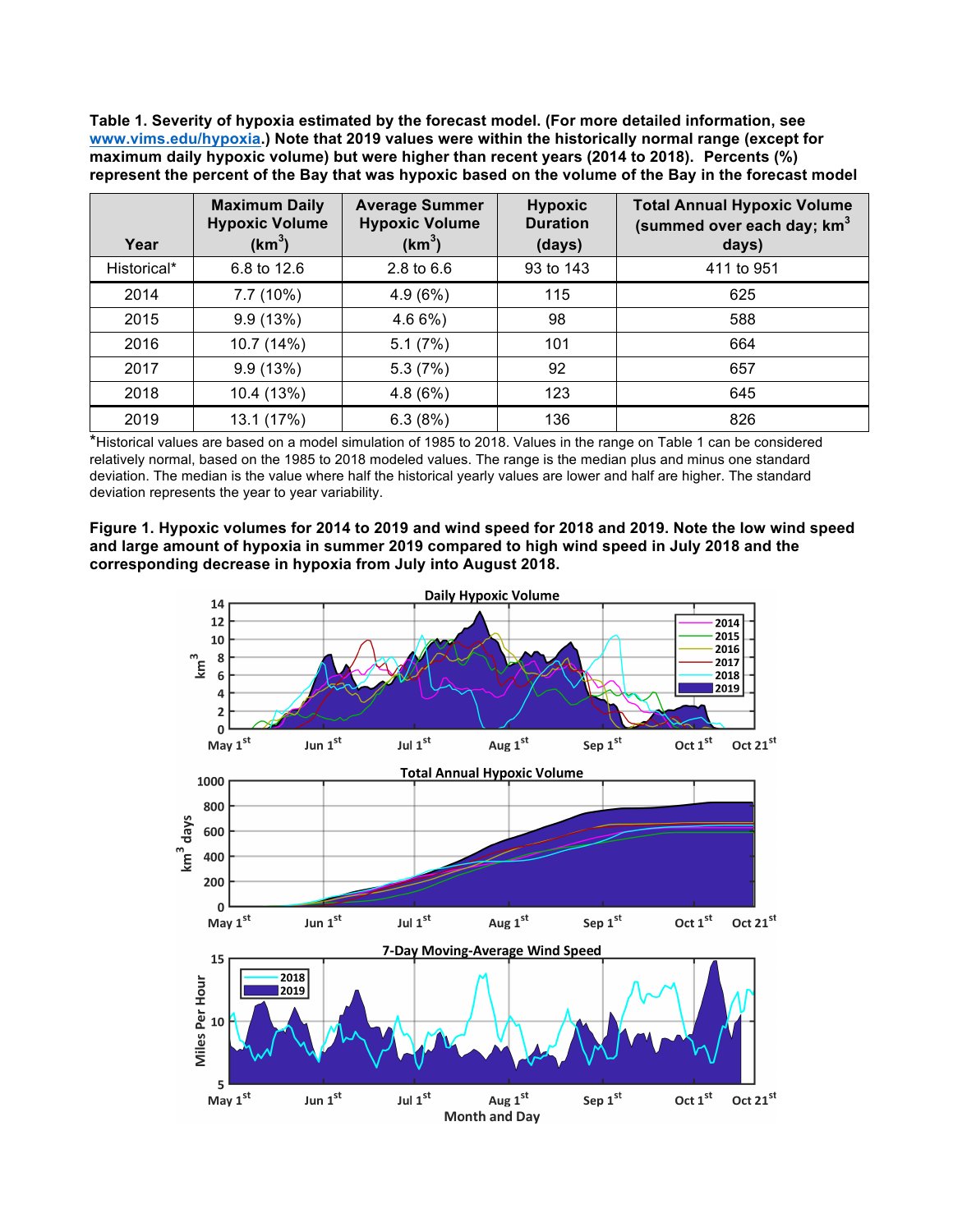**Table 1. Severity of hypoxia estimated by the forecast model. (For more detailed information, see www.vims.edu/hypoxia.) Note that 2019 values were within the historically normal range (except for maximum daily hypoxic volume) but were higher than recent years (2014 to 2018). Percents (%) represent the percent of the Bay that was hypoxic based on the volume of the Bay in the forecast model**

| Year | Maximum Daily Hypoxic Volume ($km^3$) | Average Summer Hypoxic Volume ($km^3$) | Hypoxic Duration (days) | Total Annual Hypoxic Volume (summed over each day; $km^3$ days) |
|---|---|---|---|---|
| Historical* | 6.8 to 12.6 | 2.8 to 6.6 | 93 to 143 | 411 to 951 |
| 2014 | 7.7 (10%) | 4.9 (6%) | 115 | 625 |
| 2015 | 9.9 (13%) | 4.6 6%) | 98 | 588 |
| 2016 | 10.7 (14%) | 5.1 (7%) | 101 | 664 |
| 2017 | 9.9 (13%) | 5.3 (7%) | 92 | 657 |
| 2018 | 10.4 (13%) | 4.8 (6%) | 123 | 645 |
| 2019 | 13.1 (17%) | 6.3 (8%) | 136 | 826 |

*Historical values are based on a model simulation of 1985 to 2018. Values in the range on Table 1 can be considered relatively normal, based on the 1985 to 2018 modeled values. The range is the median plus and minus one standard deviation. The median is the value where half the historical yearly values are lower and half are higher. The standard deviation represents the year to year variability.

**Figure 1. Hypoxic volumes for 2014 to 2019 and wind speed for 2018 and 2019. Note the low wind speed and large amount of hypoxia in summer 2019 compared to high wind speed in July 2018 and the corresponding decrease in hypoxia from July into August 2018.**

Daily Hypoxic Volume

$km^3$

0 2 4 6 8 10 12 14

2014
2015
2016
2017
2018
2019

May 1st Jun 1st Jul 1st Aug 1st Sep 1st Oct 1st Oct 21st

Total Annual Hypoxic Volume

$km^3$ days

0 200 400 600 800 1000

May 1st Jun 1st Jul 1st Aug 1st Sep 1st Oct 1st Oct 21st

7-Day Moving-Average Wind Speed

Miles Per Hour

5 10 15

2018
2019

May 1st Jun 1st Jul 1st Aug 1st Sep 1st Oct 1st Oct 21st

Month and Day